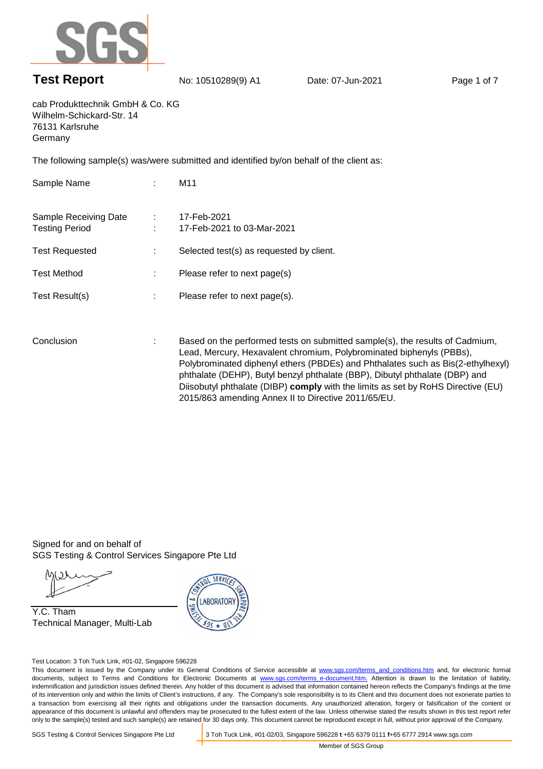# Test Report

No: 10510289(9) A1 Date: 07-Jun-2021

cab Produkttechnik GmbH & Co. KG
Wilhelm-Schickard-Str. 14
76131 Karlsruhe
Germany

The following sample(s) was/were submitted and identified by/on behalf of the client as:

| | | |
|---|---|---|
| Sample Name | : | M11 |
| Sample Receiving Date | : | 17-Feb-2021 |
| Testing Period | : | 17-Feb-2021 to 03-Mar-2021 |
| Test Requested | : | Selected test(s) as requested by client. |
| Test Method | : | Please refer to next page(s) |
| Test Result(s) | : | Please refer to next page(s). |
| Conclusion | : | Based on the performed tests on submitted sample(s), the results of Cadmium, Lead, Mercury, Hexavalent chromium, Polybrominated biphenyls (PBBs), Polybrominated diphenyl ethers (PBDEs) and Phthalates such as Bis(2-ethylhexyl) phthalate (DEHP), Butyl benzyl phthalate (BBP), Dibutyl phthalate (DBP) and Diisobutyl phthalate (DIBP) **comply** with the limits as set by RoHS Directive (EU) 2015/863 amending Annex II to Directive 2011/65/EU. |

Signed for and on behalf of
SGS Testing & Control Services Singapore Pte Ltd

Y.C. Tham
Technical Manager, Multi-Lab

Test Location: 3 Toh Tuck Link, #01-02, Singapore 596228

This document is issued by the Company under its General Conditions of Service accessible at www.sgs.com/terms_and_conditions.htm and, for electronic format documents, subject to Terms and Conditions for Electronic Documents at www.sgs.com/terms_e-document.htm. Attention is drawn to the limitation of liability, indemnification and jurisdiction issues defined therein. Any holder of this document is advised that information contained hereon reflects the Company's findings at the time of its intervention only and within the limits of Client's instructions, if any. The Company's sole responsibility is to its Client and this document does not exonerate parties to a transaction from exercising all their rights and obligations under the transaction documents. Any unauthorized alteration, forgery or falsification of the content or appearance of this document is unlawful and offenders may be prosecuted to the fullest extent of the law. Unless otherwise stated the results shown in this test report refer only to the sample(s) tested and such sample(s) are retained for 30 days only. This document cannot be reproduced except in full, without prior approval of the Company.

SGS Testing & Control Services Singapore Pte Ltd | 3 Toh Tuck Link, #01-02/03, Singapore 596228 t +65 6379 0111 f+65 6777 2914 www.sgs.com

Member of SGS Group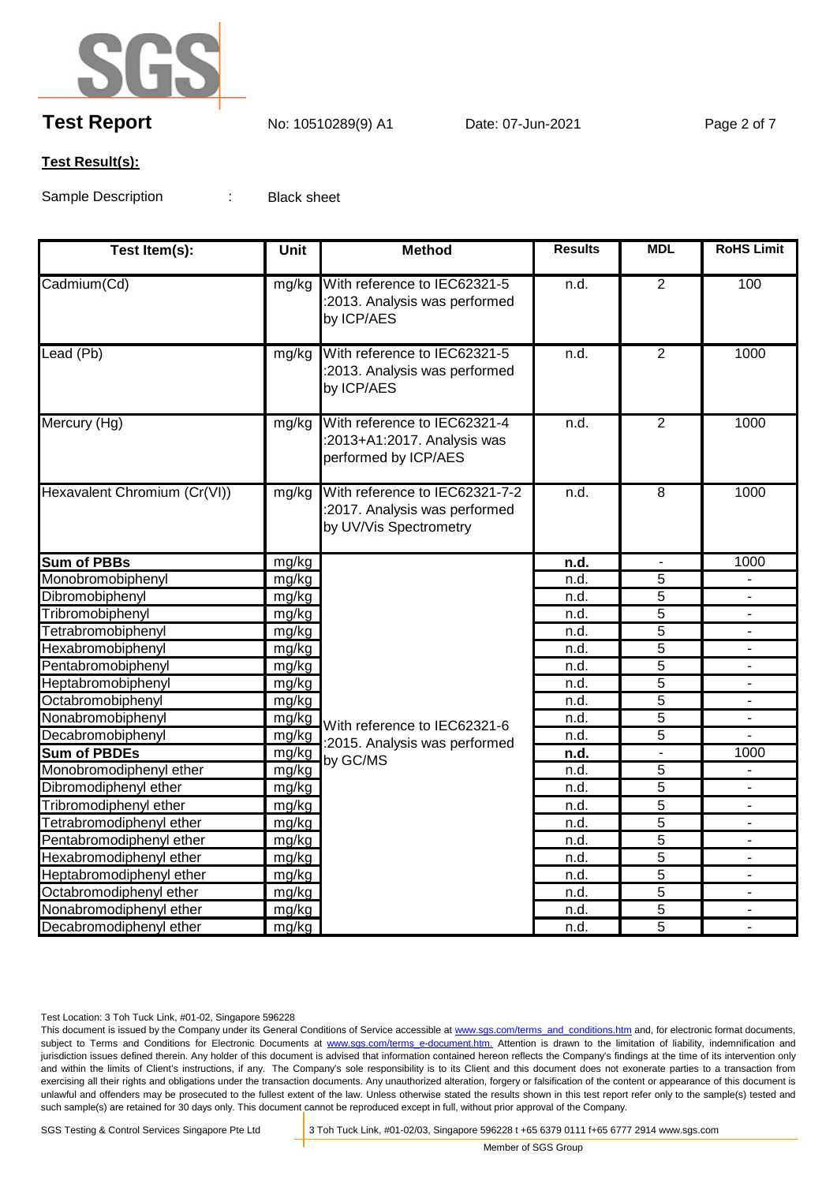**Test Report** No: 10510289(9) A1 Date: 07-Jun-2021

**Test Result(s):**

Sample Description : Black sheet

| Test Item(s): | Unit | Method | Results | MDL | RoHS Limit |
|---|---|---|---|---|---|
| Cadmium(Cd) | mg/kg | With reference to IEC62321-5 :2013. Analysis was performed by ICP/AES | n.d. | 2 | 100 |
| Lead (Pb) | mg/kg | With reference to IEC62321-5 :2013. Analysis was performed by ICP/AES | n.d. | 2 | 1000 |
| Mercury (Hg) | mg/kg | With reference to IEC62321-4 :2013+A1:2017. Analysis was performed by ICP/AES | n.d. | 2 | 1000 |
| Hexavalent Chromium (Cr(VI)) | mg/kg | With reference to IEC62321-7-2 :2017. Analysis was performed by UV/Vis Spectrometry | n.d. | 8 | 1000 |
| **Sum of PBBs** | mg/kg | With reference to IEC62321-6 :2015. Analysis was performed by GC/MS | **n.d.** | - | 1000 |
| Monobromobiphenyl | mg/kg | | n.d. | 5 | - |
| Dibromobiphenyl | mg/kg | | n.d. | 5 | - |
| Tribromobiphenyl | mg/kg | | n.d. | 5 | - |
| Tetrabromobiphenyl | mg/kg | | n.d. | 5 | - |
| Hexabromobiphenyl | mg/kg | | n.d. | 5 | - |
| Pentabromobiphenyl | mg/kg | | n.d. | 5 | - |
| Heptabromobiphenyl | mg/kg | | n.d. | 5 | - |
| Octabromobiphenyl | mg/kg | | n.d. | 5 | - |
| Nonabromobiphenyl | mg/kg | | n.d. | 5 | - |
| Decabromobiphenyl | mg/kg | | n.d. | 5 | - |
| **Sum of PBDEs** | mg/kg | | **n.d.** | - | 1000 |
| Monobromodiphenyl ether | mg/kg | | n.d. | 5 | - |
| Dibromodiphenyl ether | mg/kg | | n.d. | 5 | - |
| Tribromodiphenyl ether | mg/kg | | n.d. | 5 | - |
| Tetrabromodiphenyl ether | mg/kg | | n.d. | 5 | - |
| Pentabromodiphenyl ether | mg/kg | | n.d. | 5 | - |
| Hexabromodiphenyl ether | mg/kg | | n.d. | 5 | - |
| Heptabromodiphenyl ether | mg/kg | | n.d. | 5 | - |
| Octabromodiphenyl ether | mg/kg | | n.d. | 5 | - |
| Nonabromodiphenyl ether | mg/kg | | n.d. | 5 | - |
| Decabromodiphenyl ether | mg/kg | | n.d. | 5 | - |

Test Location: 3 Toh Tuck Link, #01-02, Singapore 596228

This document is issued by the Company under its General Conditions of Service accessible at www.sgs.com/terms_and_conditions.htm and, for electronic format documents, subject to Terms and Conditions for Electronic Documents at www.sgs.com/terms_e-document.htm. Attention is drawn to the limitation of liability, indemnification and jurisdiction issues defined therein. Any holder of this document is advised that information contained hereon reflects the Company's findings at the time of its intervention only and within the limits of Client's instructions, if any. The Company's sole responsibility is to its Client and this document does not exonerate parties to a transaction from exercising all their rights and obligations under the transaction documents. Any unauthorized alteration, forgery or falsification of the content or appearance of this document is unlawful and offenders may be prosecuted to the fullest extent of the law. Unless otherwise stated the results shown in this test report refer only to the sample(s) tested and such sample(s) are retained for 30 days only. This document cannot be reproduced except in full, without prior approval of the Company.

SGS Testing & Control Services Singapore Pte Ltd | 3 Toh Tuck Link, #01-02/03, Singapore 596228 t +65 6379 0111 f+65 6777 2914 www.sgs.com

Member of SGS Group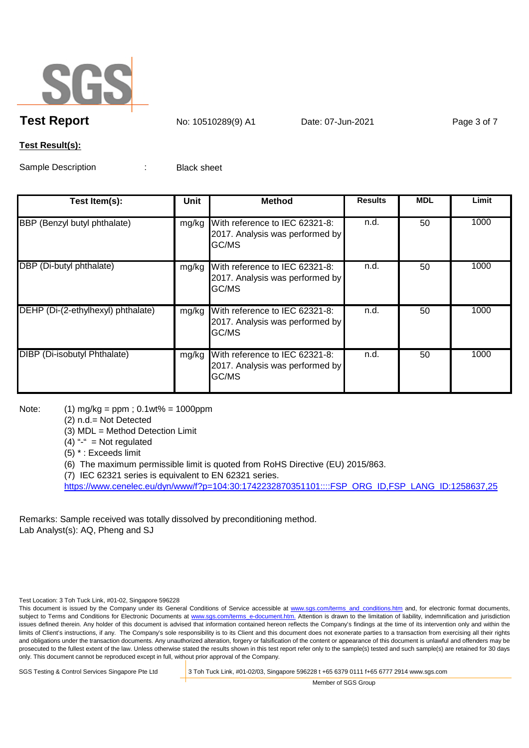**Test Report** No: 10510289(9) A1 Date: 07-Jun-2021

**Test Result(s):**

Sample Description : Black sheet

| Test Item(s): | Unit | Method | Results | MDL | Limit |
|---|---|---|---|---|---|
| BBP (Benzyl butyl phthalate) | mg/kg | With reference to IEC 62321-8: 2017. Analysis was performed by GC/MS | n.d. | 50 | 1000 |
| DBP (Di-butyl phthalate) | mg/kg | With reference to IEC 62321-8: 2017. Analysis was performed by GC/MS | n.d. | 50 | 1000 |
| DEHP (Di-(2-ethylhexyl) phthalate) | mg/kg | With reference to IEC 62321-8: 2017. Analysis was performed by GC/MS | n.d. | 50 | 1000 |
| DIBP (Di-isobutyl Phthalate) | mg/kg | With reference to IEC 62321-8: 2017. Analysis was performed by GC/MS | n.d. | 50 | 1000 |

Note: (1) mg/kg = ppm ; 0.1wt% = 1000ppm
(2) n.d.= Not Detected
(3) MDL = Method Detection Limit
(4) "-" = Not regulated
(5) * : Exceeds limit
(6) The maximum permissible limit is quoted from RoHS Directive (EU) 2015/863.
(7) IEC 62321 series is equivalent to EN 62321 series.
https://www.cenelec.eu/dyn/www/f?p=104:30:1742232870351101::::FSP_ORG_ID,FSP_LANG_ID:1258637,25

Remarks: Sample received was totally dissolved by preconditioning method.
Lab Analyst(s): AQ, Pheng and SJ

Test Location: 3 Toh Tuck Link, #01-02, Singapore 596228

This document is issued by the Company under its General Conditions of Service accessible at www.sgs.com/terms_and_conditions.htm and, for electronic format documents, subject to Terms and Conditions for Electronic Documents at www.sgs.com/terms_e-document.htm. Attention is drawn to the limitation of liability, indemnification and jurisdiction issues defined therein. Any holder of this document is advised that information contained hereon reflects the Company's findings at the time of its intervention only and within the limits of Client's instructions, if any. The Company's sole responsibility is to its Client and this document does not exonerate parties to a transaction from exercising all their rights and obligations under the transaction documents. Any unauthorized alteration, forgery or falsification of the content or appearance of this document is unlawful and offenders may be prosecuted to the fullest extent of the law. Unless otherwise stated the results shown in this test report refer only to the sample(s) tested and such sample(s) are retained for 30 days only. This document cannot be reproduced except in full, without prior approval of the Company.

SGS Testing & Control Services Singapore Pte Ltd | 3 Toh Tuck Link, #01-02/03, Singapore 596228 t +65 6379 0111 f+65 6777 2914 www.sgs.com

Member of SGS Group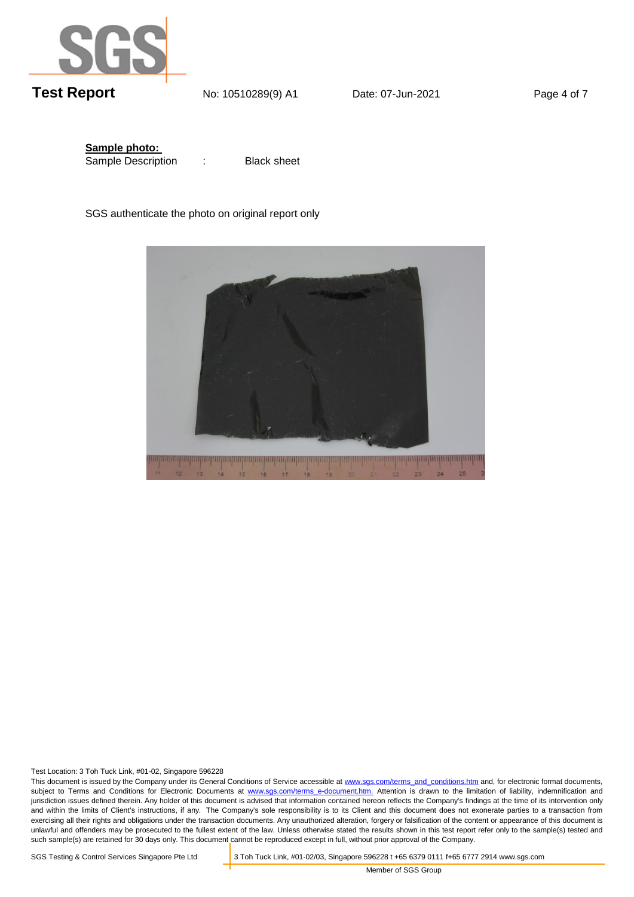**Test Report** No: 10510289(9) A1 Date: 07-Jun-2021

**Sample photo:**

Sample Description : Black sheet

SGS authenticate the photo on original report only

Test Location: 3 Toh Tuck Link, #01-02, Singapore 596228

This document is issued by the Company under its General Conditions of Service accessible at www.sgs.com/terms_and_conditions.htm and, for electronic format documents, subject to Terms and Conditions for Electronic Documents at www.sgs.com/terms_e-document.htm. Attention is drawn to the limitation of liability, indemnification and jurisdiction issues defined therein. Any holder of this document is advised that information contained hereon reflects the Company's findings at the time of its intervention only and within the limits of Client's instructions, if any. The Company's sole responsibility is to its Client and this document does not exonerate parties to a transaction from exercising all their rights and obligations under the transaction documents. Any unauthorized alteration, forgery or falsification of the content or appearance of this document is unlawful and offenders may be prosecuted to the fullest extent of the law. Unless otherwise stated the results shown in this test report refer only to the sample(s) tested and such sample(s) are retained for 30 days only. This document cannot be reproduced except in full, without prior approval of the Company.

SGS Testing & Control Services Singapore Pte Ltd | 3 Toh Tuck Link, #01-02/03, Singapore 596228 t +65 6379 0111 f+65 6777 2914 www.sgs.com

Member of SGS Group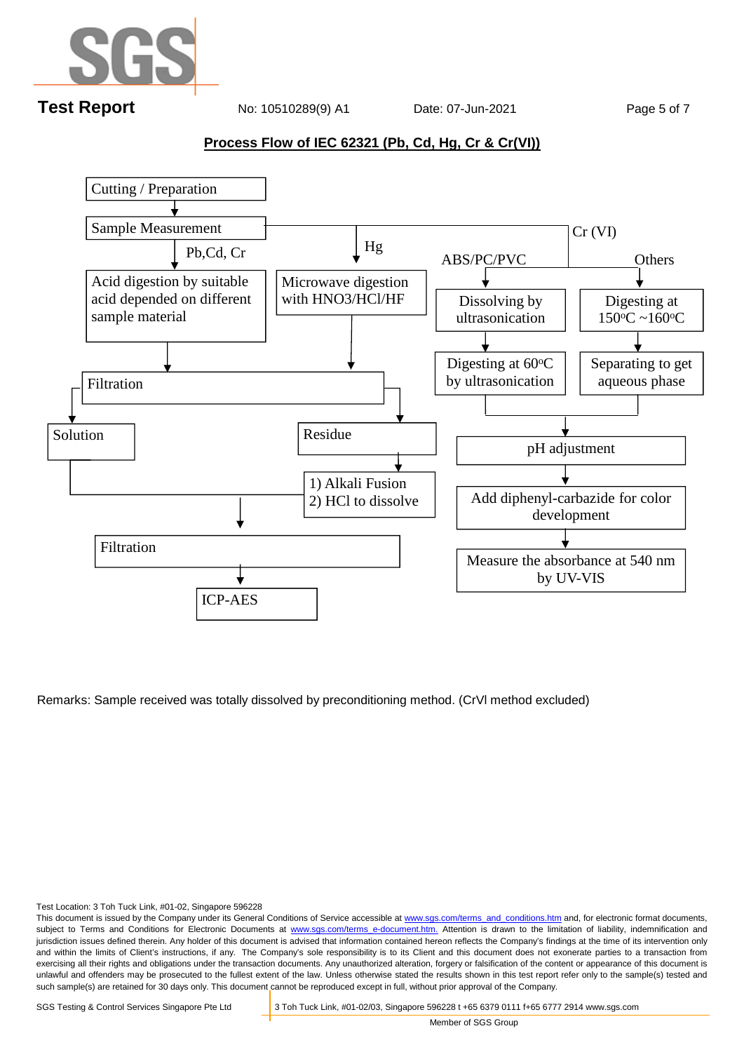## Process Flow of IEC 62321 (Pb, Cd, Hg, Cr & Cr(VI))

Cutting / Preparation

↓

Sample Measurement

- **Pb,Cd, Cr** → Acid digestion by suitable acid depended on different sample material → Filtration
- **Hg** → Microwave digestion with HNO3/HCl/HF → Filtration
- **Cr (VI)**
  - **ABS/PC/PVC** → Dissolving by ultrasonication → Digesting at 60°C by ultrasonication → pH adjustment
  - **Others** → Digesting at 150°C ~160°C → Separating to get aqueous phase → pH adjustment

Filtration → Solution / Residue

- Solution → Filtration
- Residue → 1) Alkali Fusion 2) HCl to dissolve → Filtration

Filtration → ICP-AES

pH adjustment → Add diphenyl-carbazide for color development → Measure the absorbance at 540 nm by UV-VIS

Remarks: Sample received was totally dissolved by preconditioning method. (CrVI method excluded)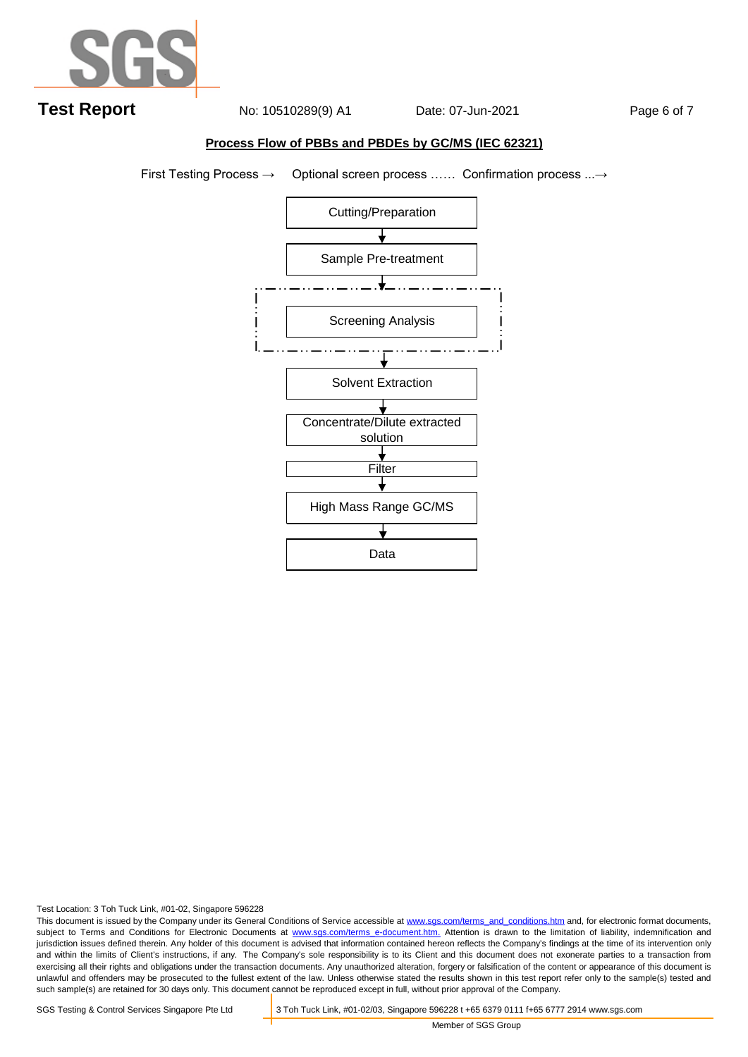## Process Flow of PBBs and PBDEs by GC/MS (IEC 62321)

First Testing Process → Optional screen process …… Confirmation process ...→

Cutting/Preparation
↓
Sample Pre-treatment
↓
Screening Analysis
↓
Solvent Extraction
↓
Concentrate/Dilute extracted solution
↓
Filter
↓
High Mass Range GC/MS
↓
Data

Test Location: 3 Toh Tuck Link, #01-02, Singapore 596228

This document is issued by the Company under its General Conditions of Service accessible at www.sgs.com/terms_and_conditions.htm and, for electronic format documents, subject to Terms and Conditions for Electronic Documents at www.sgs.com/terms_e-document.htm. Attention is drawn to the limitation of liability, indemnification and jurisdiction issues defined therein. Any holder of this document is advised that information contained hereon reflects the Company's findings at the time of its intervention only and within the limits of Client's instructions, if any. The Company's sole responsibility is to its Client and this document does not exonerate parties to a transaction from exercising all their rights and obligations under the transaction documents. Any unauthorized alteration, forgery or falsification of the content or appearance of this document is unlawful and offenders may be prosecuted to the fullest extent of the law. Unless otherwise stated the results shown in this test report refer only to the sample(s) tested and such sample(s) are retained for 30 days only. This document cannot be reproduced except in full, without prior approval of the Company.

SGS Testing & Control Services Singapore Pte Ltd | 3 Toh Tuck Link, #01-02/03, Singapore 596228 t +65 6379 0111 f+65 6777 2914 www.sgs.com

Member of SGS Group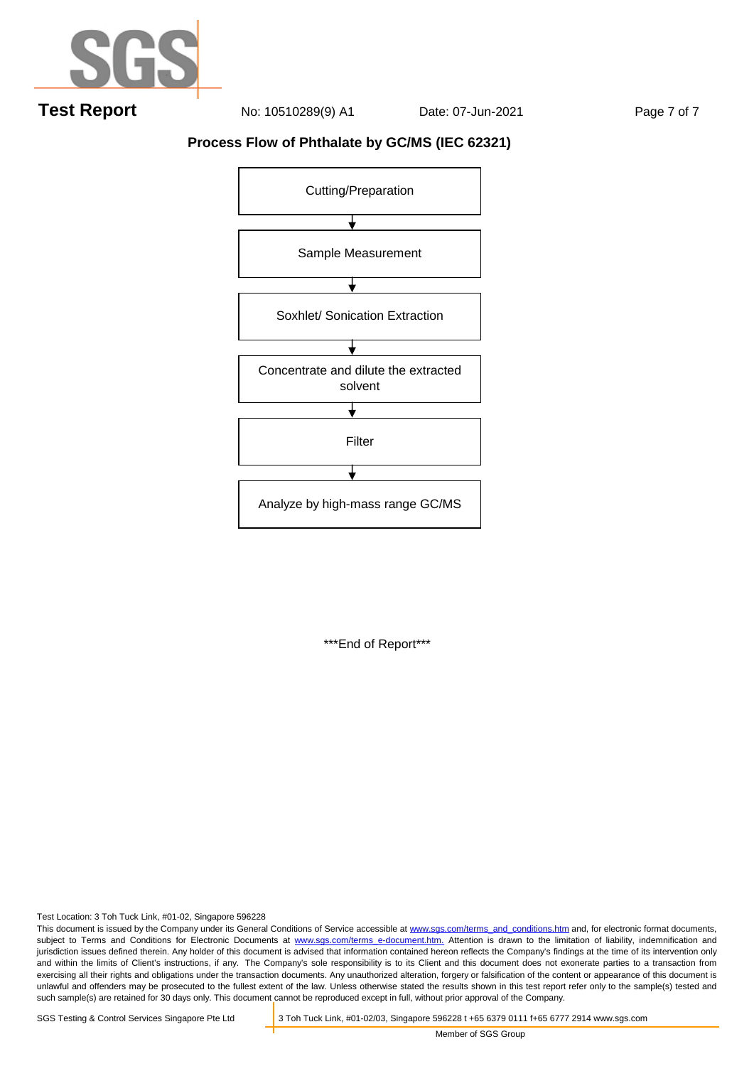## Process Flow of Phthalate by GC/MS (IEC 62321)

Cutting/Preparation

↓

Sample Measurement

↓

Soxhlet/ Sonication Extraction

↓

Concentrate and dilute the extracted solvent

↓

Filter

↓

Analyze by high-mass range GC/MS

***End of Report***

Test Location: 3 Toh Tuck Link, #01-02, Singapore 596228

This document is issued by the Company under its General Conditions of Service accessible at www.sgs.com/terms_and_conditions.htm and, for electronic format documents, subject to Terms and Conditions for Electronic Documents at www.sgs.com/terms_e-document.htm. Attention is drawn to the limitation of liability, indemnification and jurisdiction issues defined therein. Any holder of this document is advised that information contained hereon reflects the Company's findings at the time of its intervention only and within the limits of Client's instructions, if any. The Company's sole responsibility is to its Client and this document does not exonerate parties to a transaction from exercising all their rights and obligations under the transaction documents. Any unauthorized alteration, forgery or falsification of the content or appearance of this document is unlawful and offenders may be prosecuted to the fullest extent of the law. Unless otherwise stated the results shown in this test report refer only to the sample(s) tested and such sample(s) are retained for 30 days only. This document cannot be reproduced except in full, without prior approval of the Company.

SGS Testing & Control Services Singapore Pte Ltd | 3 Toh Tuck Link, #01-02/03, Singapore 596228 t +65 6379 0111 f+65 6777 2914 www.sgs.com

Member of SGS Group